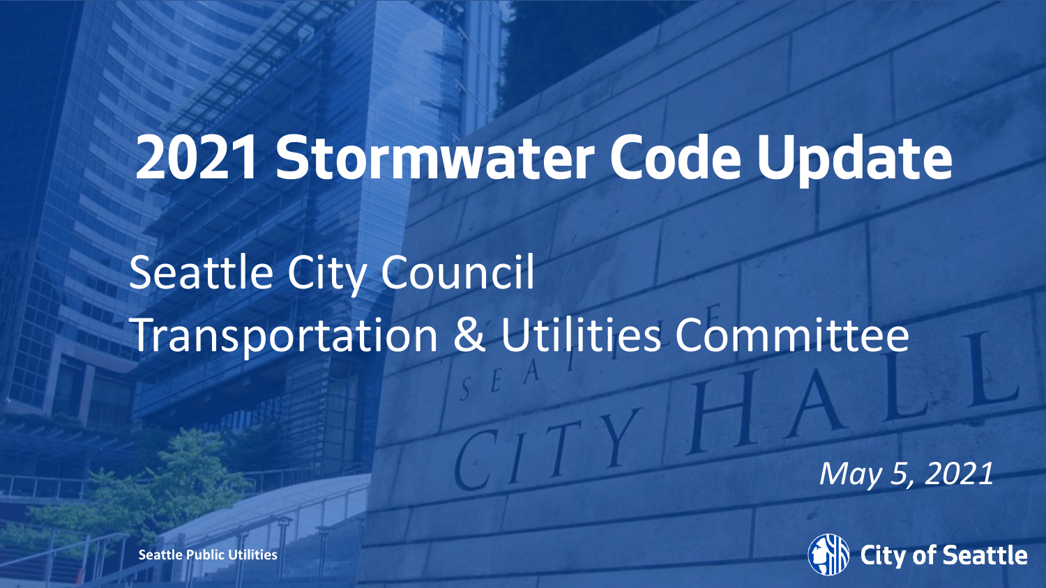# 2021 Stormwater Code Update

## Seattle City Council
## Transportation & Utilities Committee

*May 5, 2021*

**Seattle Public Utilities**

City of Seattle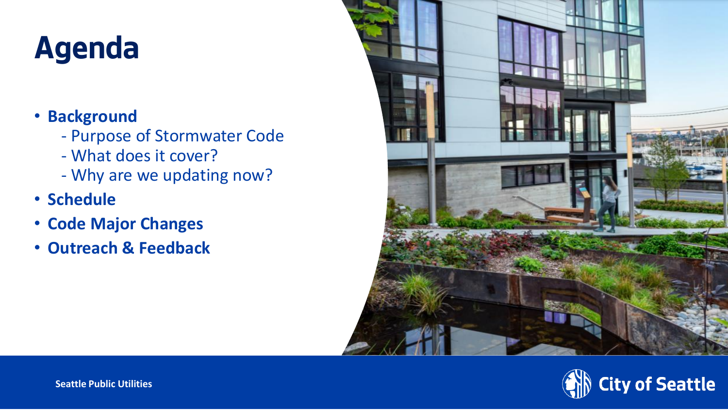# Agenda

- **Background**
  - Purpose of Stormwater Code
  - What does it cover?
  - Why are we updating now?
- **Schedule**
- **Code Major Changes**
- **Outreach & Feedback**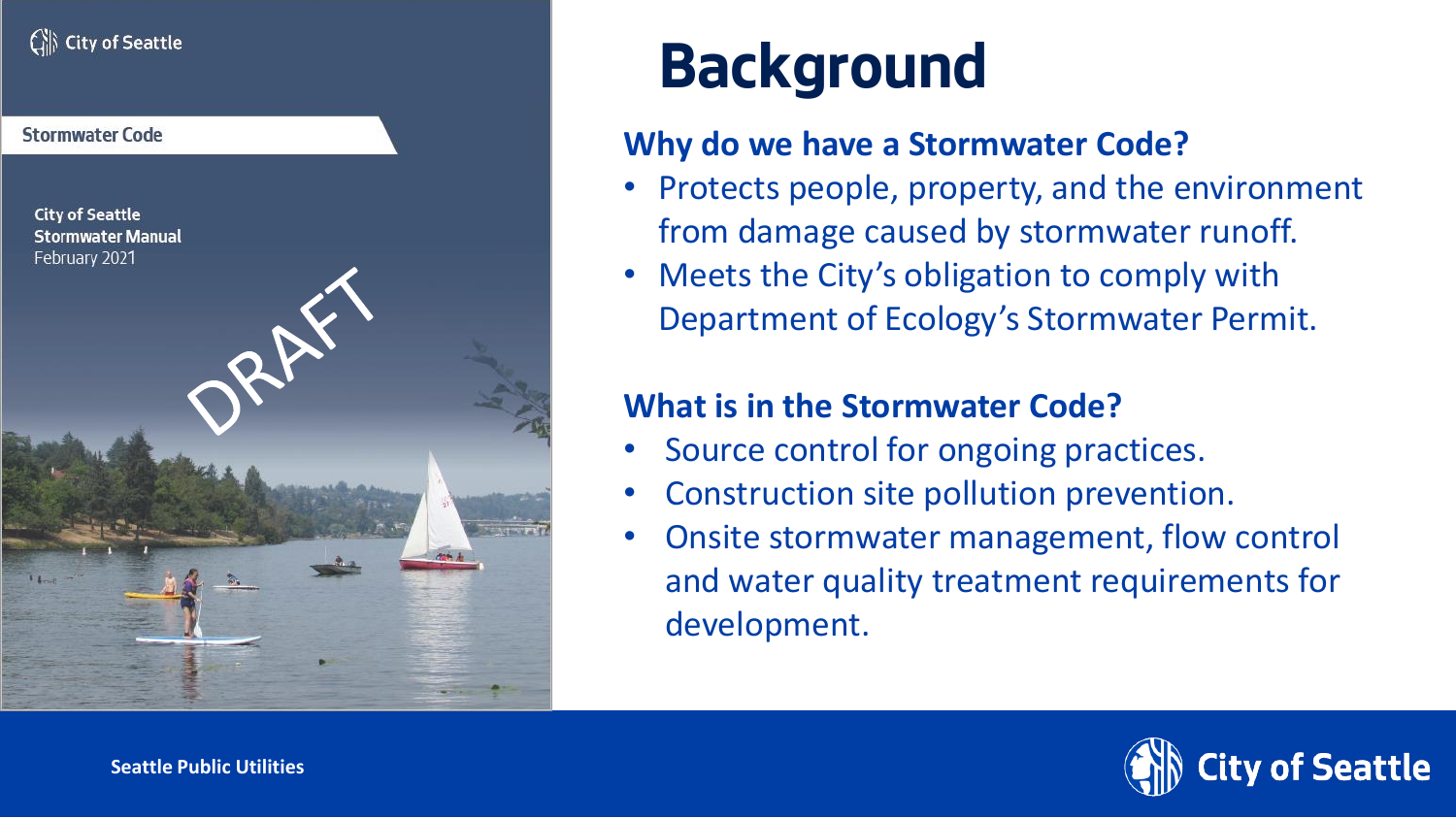City of Seattle

Stormwater Code

City of Seattle
Stormwater Manual
February 2021

DRAFT

# Background

### Why do we have a Stormwater Code?

- Protects people, property, and the environment from damage caused by stormwater runoff.
- Meets the City's obligation to comply with Department of Ecology's Stormwater Permit.

### What is in the Stormwater Code?

- Source control for ongoing practices.
- Construction site pollution prevention.
- Onsite stormwater management, flow control and water quality treatment requirements for development.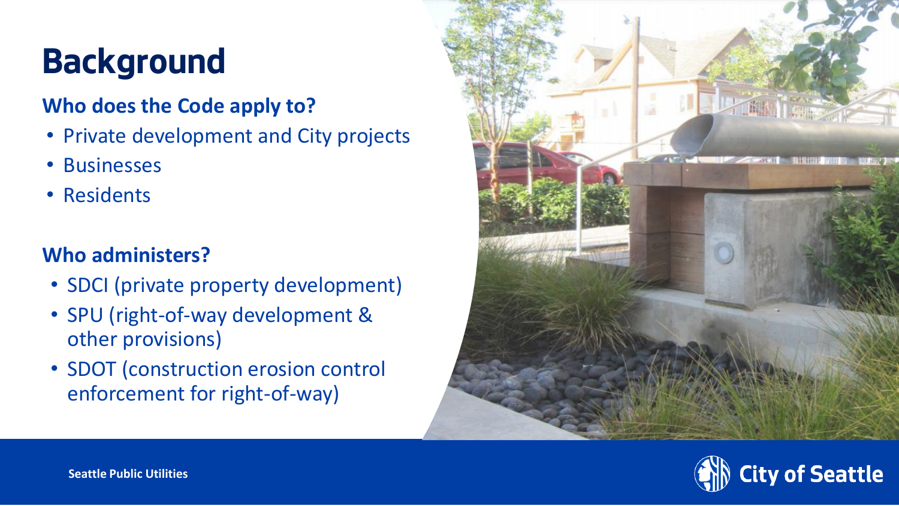# Background

### Who does the Code apply to?

- Private development and City projects
- Businesses
- Residents

### Who administers?

- SDCI (private property development)
- SPU (right-of-way development & other provisions)
- SDOT (construction erosion control enforcement for right-of-way)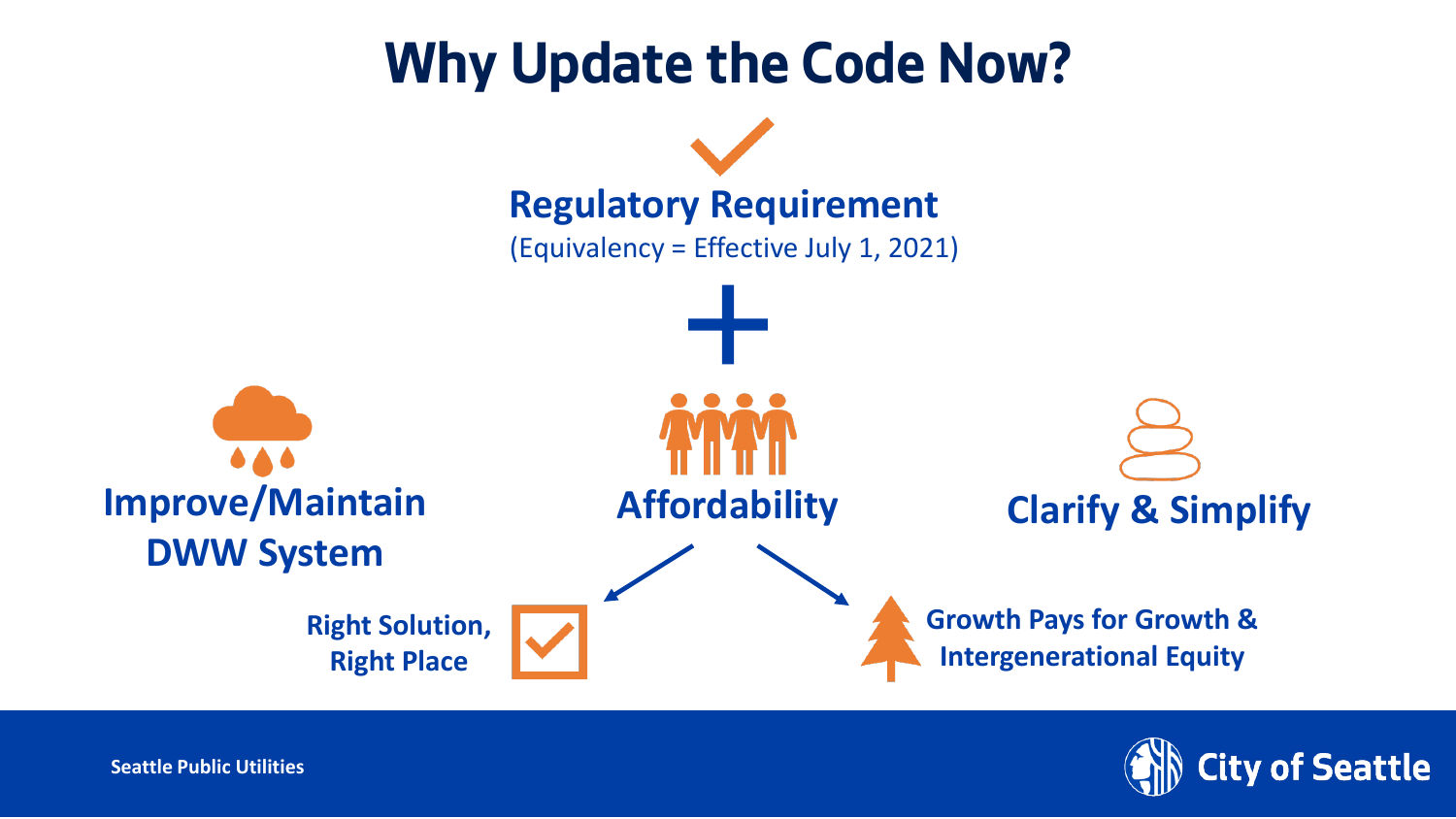# Why Update the Code Now?

**Regulatory Requirement**

(Equivalency = Effective July 1, 2021)

+

**Improve/Maintain DWW System**

**Affordability**

- **Right Solution, Right Place**
- **Growth Pays for Growth & Intergenerational Equity**

**Clarify & Simplify**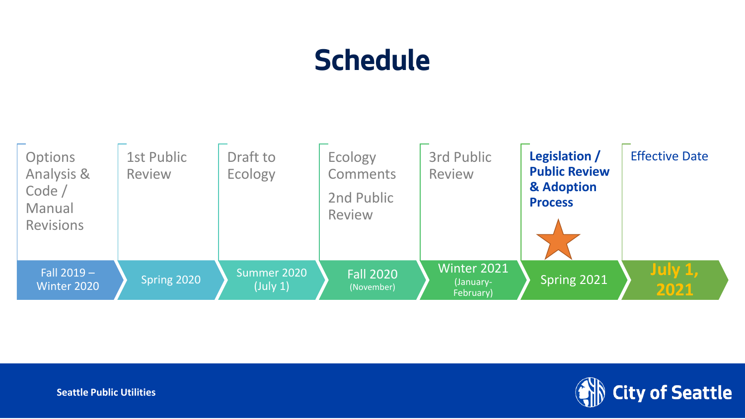# Schedule

| Phase | Timing |
| --- | --- |
| Options Analysis & Code / Manual Revisions | Fall 2019 – Winter 2020 |
| 1st Public Review | Spring 2020 |
| Draft to Ecology | Summer 2020 (July 1) |
| Ecology Comments; 2nd Public Review | Fall 2020 (November) |
| 3rd Public Review | Winter 2021 (January-February) |
| **Legislation / Public Review & Adoption Process** | Spring 2021 |
| Effective Date | **July 1, 2021** |

Seattle Public Utilities

City of Seattle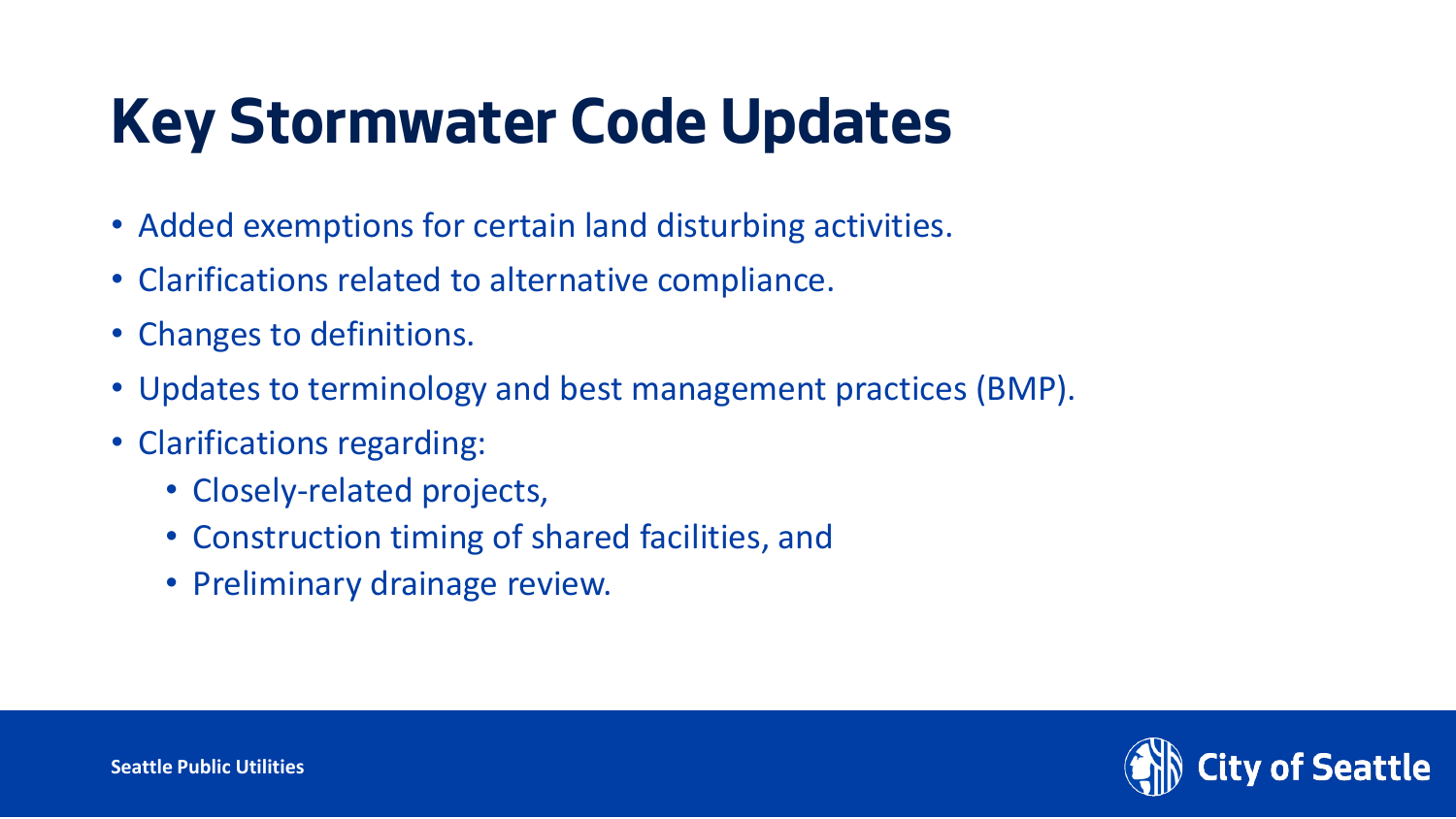# Key Stormwater Code Updates

- Added exemptions for certain land disturbing activities.
- Clarifications related to alternative compliance.
- Changes to definitions.
- Updates to terminology and best management practices (BMP).
- Clarifications regarding:
  - Closely-related projects,
  - Construction timing of shared facilities, and
  - Preliminary drainage review.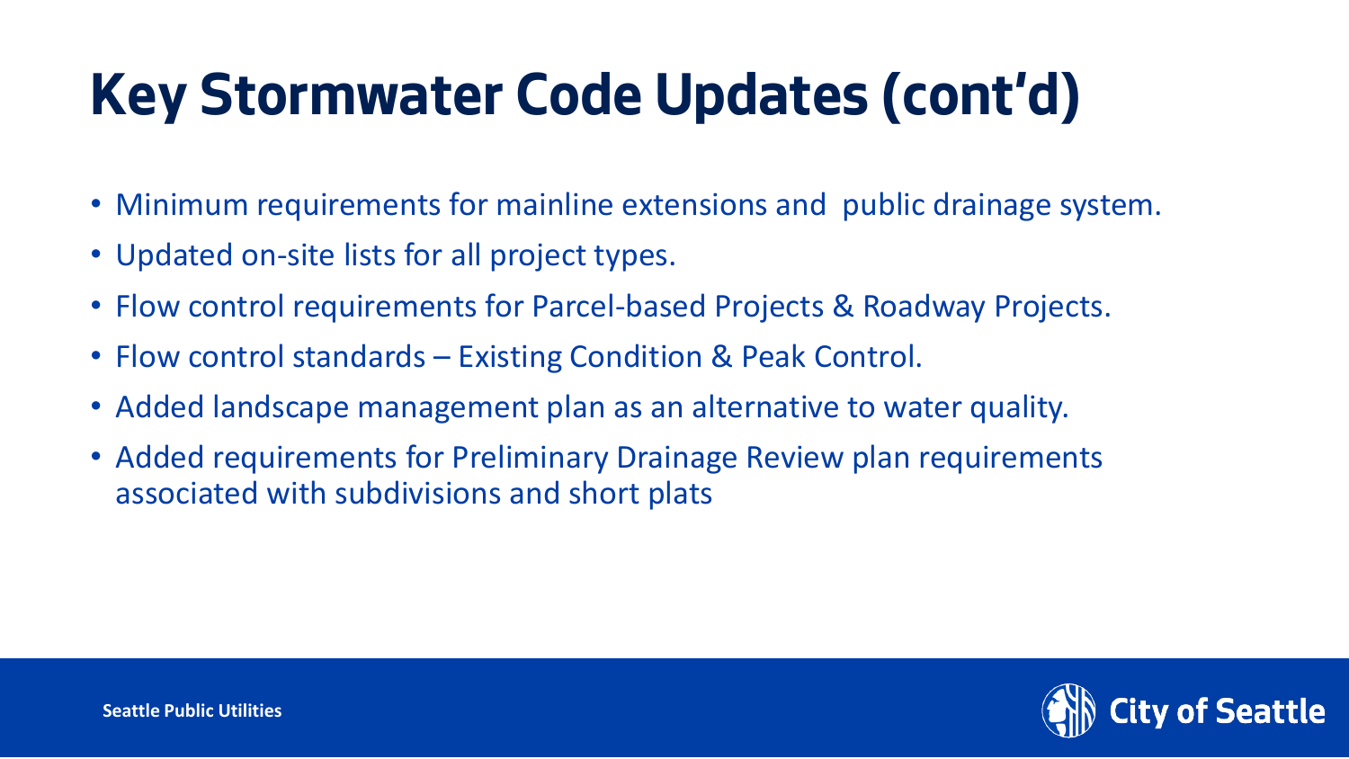# Key Stormwater Code Updates (cont'd)

- Minimum requirements for mainline extensions and public drainage system.
- Updated on-site lists for all project types.
- Flow control requirements for Parcel-based Projects & Roadway Projects.
- Flow control standards – Existing Condition & Peak Control.
- Added landscape management plan as an alternative to water quality.
- Added requirements for Preliminary Drainage Review plan requirements associated with subdivisions and short plats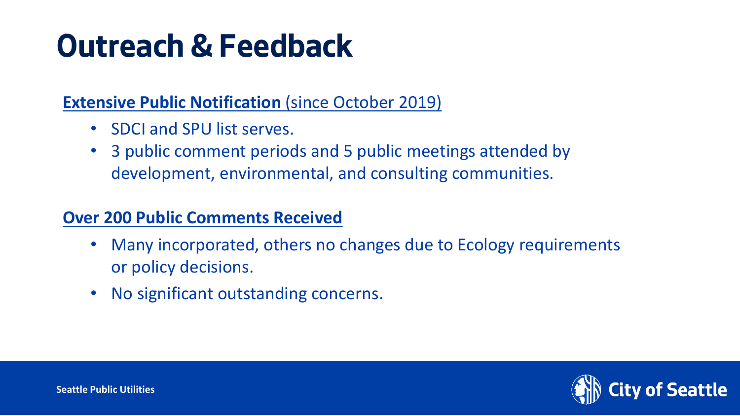# Outreach & Feedback

**Extensive Public Notification** (since October 2019)

- SDCI and SPU list serves.
- 3 public comment periods and 5 public meetings attended by development, environmental, and consulting communities.

**Over 200 Public Comments Received**

- Many incorporated, others no changes due to Ecology requirements or policy decisions.
- No significant outstanding concerns.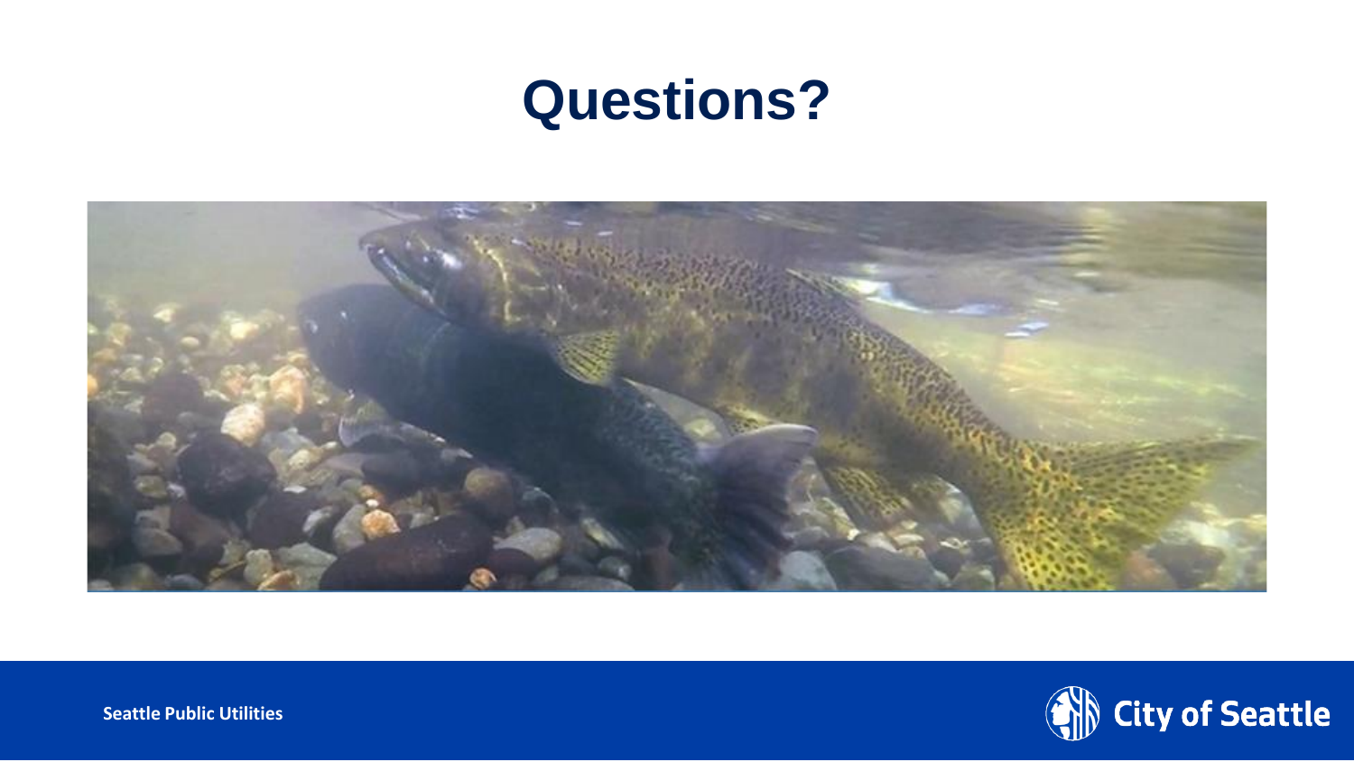# Questions?

Seattle Public Utilities

City of Seattle